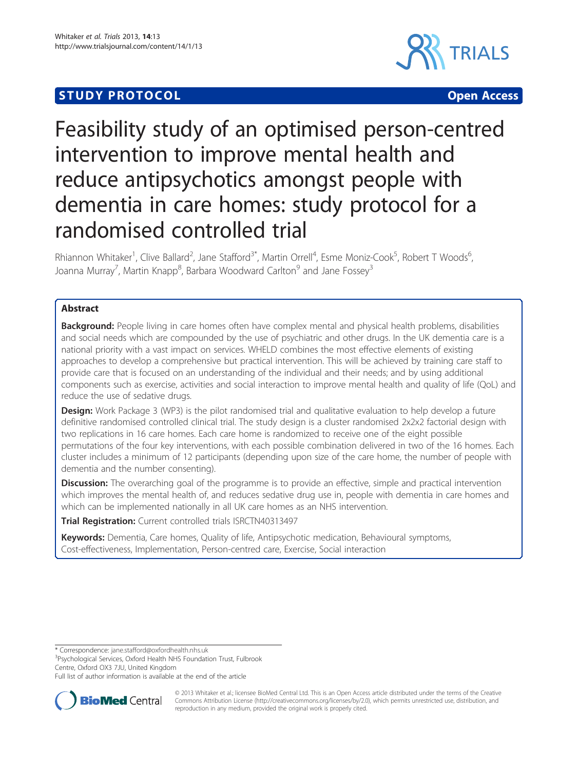STUDY PROTOCOL Open Access

# Feasibility study of an optimised person-centred intervention to improve mental health and reduce antipsychotics amongst people with dementia in care homes: study protocol for a randomised controlled trial

Rhiannon Whitaker[1], Clive Ballard[2], Jane Stafford[3*], Martin Orrell[4], Esme Moniz-Cook[5], Robert T Woods[6], Joanna Murray[7], Martin Knapp[8], Barbara Woodward Carlton[9] and Jane Fossey[3]

## Abstract

**Background:** People living in care homes often have complex mental and physical health problems, disabilities and social needs which are compounded by the use of psychiatric and other drugs. In the UK dementia care is a national priority with a vast impact on services. WHELD combines the most effective elements of existing approaches to develop a comprehensive but practical intervention. This will be achieved by training care staff to provide care that is focused on an understanding of the individual and their needs; and by using additional components such as exercise, activities and social interaction to improve mental health and quality of life (QoL) and reduce the use of sedative drugs.

**Design:** Work Package 3 (WP3) is the pilot randomised trial and qualitative evaluation to help develop a future definitive randomised controlled clinical trial. The study design is a cluster randomised 2x2x2 factorial design with two replications in 16 care homes. Each care home is randomized to receive one of the eight possible permutations of the four key interventions, with each possible combination delivered in two of the 16 homes. Each cluster includes a minimum of 12 participants (depending upon size of the care home, the number of people with dementia and the number consenting).

**Discussion:** The overarching goal of the programme is to provide an effective, simple and practical intervention which improves the mental health of, and reduces sedative drug use in, people with dementia in care homes and which can be implemented nationally in all UK care homes as an NHS intervention.

**Trial Registration:** Current controlled trials ISRCTN40313497

**Keywords:** Dementia, Care homes, Quality of life, Antipsychotic medication, Behavioural symptoms, Cost-effectiveness, Implementation, Person-centred care, Exercise, Social interaction

\* Correspondence: jane.stafford@oxfordhealth.nhs.uk

[3]Psychological Services, Oxford Health NHS Foundation Trust, Fulbrook Centre, Oxford OX3 7JU, United Kingdom

Full list of author information is available at the end of the article

© 2013 Whitaker et al.; licensee BioMed Central Ltd. This is an Open Access article distributed under the terms of the Creative Commons Attribution License (http://creativecommons.org/licenses/by/2.0), which permits unrestricted use, distribution, and reproduction in any medium, provided the original work is properly cited.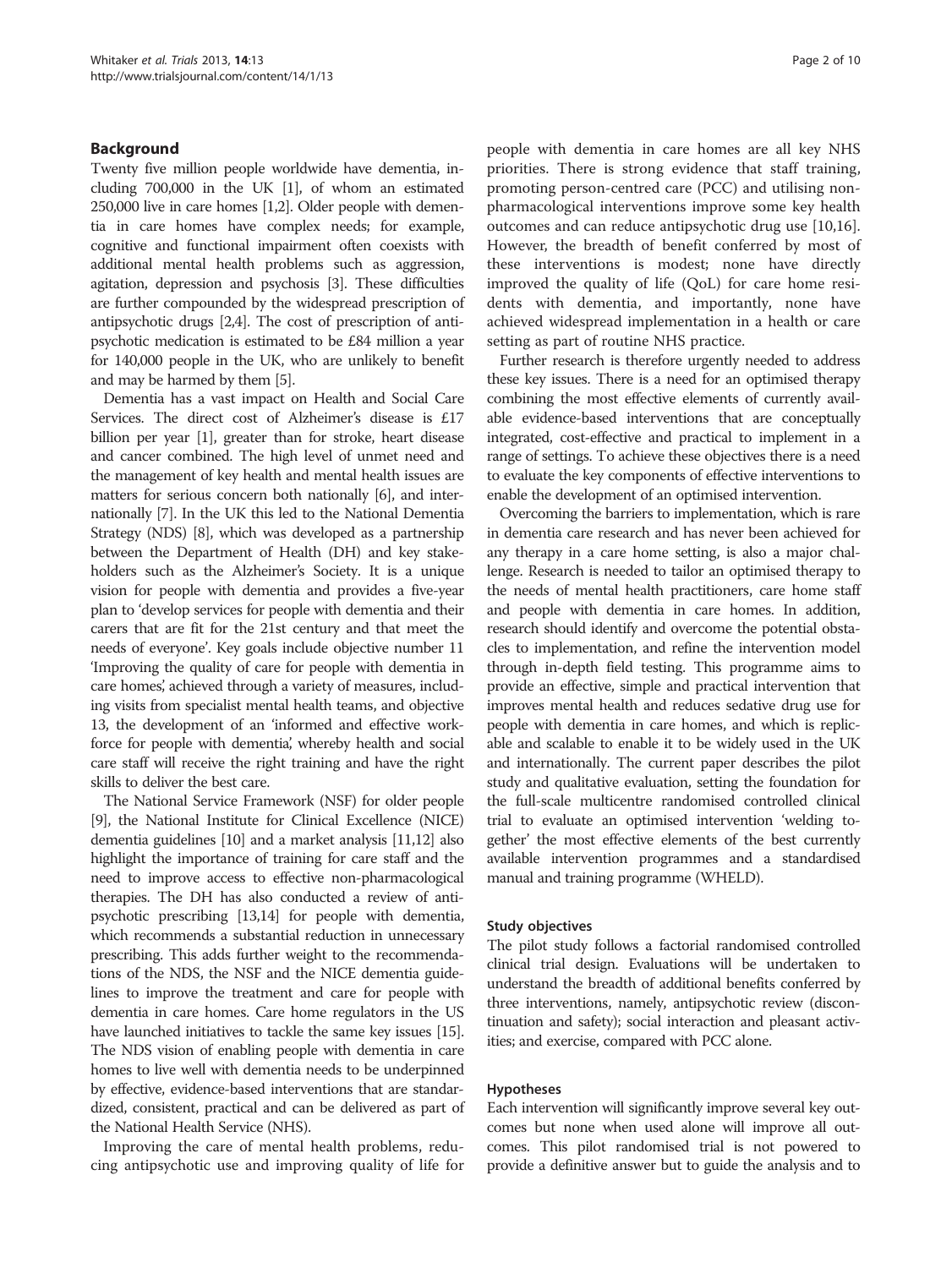## Background

Twenty five million people worldwide have dementia, including 700,000 in the UK [1], of whom an estimated 250,000 live in care homes [1,2]. Older people with dementia in care homes have complex needs; for example, cognitive and functional impairment often coexists with additional mental health problems such as aggression, agitation, depression and psychosis [3]. These difficulties are further compounded by the widespread prescription of antipsychotic drugs [2,4]. The cost of prescription of antipsychotic medication is estimated to be £84 million a year for 140,000 people in the UK, who are unlikely to benefit and may be harmed by them [5].

Dementia has a vast impact on Health and Social Care Services. The direct cost of Alzheimer's disease is £17 billion per year [1], greater than for stroke, heart disease and cancer combined. The high level of unmet need and the management of key health and mental health issues are matters for serious concern both nationally [6], and internationally [7]. In the UK this led to the National Dementia Strategy (NDS) [8], which was developed as a partnership between the Department of Health (DH) and key stakeholders such as the Alzheimer's Society. It is a unique vision for people with dementia and provides a five-year plan to 'develop services for people with dementia and their carers that are fit for the 21st century and that meet the needs of everyone'. Key goals include objective number 11 'Improving the quality of care for people with dementia in care homes', achieved through a variety of measures, including visits from specialist mental health teams, and objective 13, the development of an 'informed and effective workforce for people with dementia', whereby health and social care staff will receive the right training and have the right skills to deliver the best care.

The National Service Framework (NSF) for older people [9], the National Institute for Clinical Excellence (NICE) dementia guidelines [10] and a market analysis [11,12] also highlight the importance of training for care staff and the need to improve access to effective non-pharmacological therapies. The DH has also conducted a review of antipsychotic prescribing [13,14] for people with dementia, which recommends a substantial reduction in unnecessary prescribing. This adds further weight to the recommendations of the NDS, the NSF and the NICE dementia guidelines to improve the treatment and care for people with dementia in care homes. Care home regulators in the US have launched initiatives to tackle the same key issues [15]. The NDS vision of enabling people with dementia in care homes to live well with dementia needs to be underpinned by effective, evidence-based interventions that are standardized, consistent, practical and can be delivered as part of the National Health Service (NHS).

Improving the care of mental health problems, reducing antipsychotic use and improving quality of life for people with dementia in care homes are all key NHS priorities. There is strong evidence that staff training, promoting person-centred care (PCC) and utilising non-pharmacological interventions improve some key health outcomes and can reduce antipsychotic drug use [10,16]. However, the breadth of benefit conferred by most of these interventions is modest; none have directly improved the quality of life (QoL) for care home residents with dementia, and importantly, none have achieved widespread implementation in a health or care setting as part of routine NHS practice.

Further research is therefore urgently needed to address these key issues. There is a need for an optimised therapy combining the most effective elements of currently available evidence-based interventions that are conceptually integrated, cost-effective and practical to implement in a range of settings. To achieve these objectives there is a need to evaluate the key components of effective interventions to enable the development of an optimised intervention.

Overcoming the barriers to implementation, which is rare in dementia care research and has never been achieved for any therapy in a care home setting, is also a major challenge. Research is needed to tailor an optimised therapy to the needs of mental health practitioners, care home staff and people with dementia in care homes. In addition, research should identify and overcome the potential obstacles to implementation, and refine the intervention model through in-depth field testing. This programme aims to provide an effective, simple and practical intervention that improves mental health and reduces sedative drug use for people with dementia in care homes, and which is replicable and scalable to enable it to be widely used in the UK and internationally. The current paper describes the pilot study and qualitative evaluation, setting the foundation for the full-scale multicentre randomised controlled clinical trial to evaluate an optimised intervention 'welding together' the most effective elements of the best currently available intervention programmes and a standardised manual and training programme (WHELD).

### Study objectives

The pilot study follows a factorial randomised controlled clinical trial design. Evaluations will be undertaken to understand the breadth of additional benefits conferred by three interventions, namely, antipsychotic review (discontinuation and safety); social interaction and pleasant activities; and exercise, compared with PCC alone.

### Hypotheses

Each intervention will significantly improve several key outcomes but none when used alone will improve all outcomes. This pilot randomised trial is not powered to provide a definitive answer but to guide the analysis and to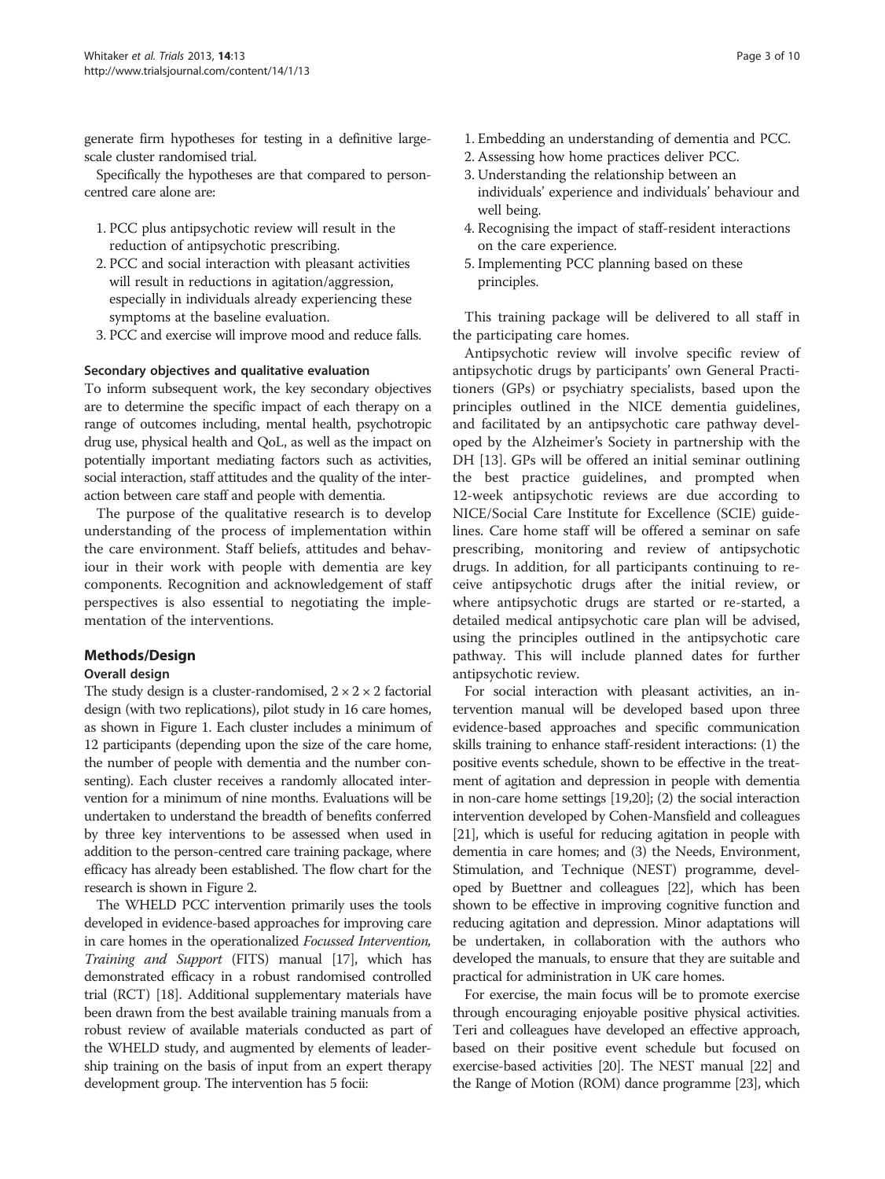generate firm hypotheses for testing in a definitive large-scale cluster randomised trial.

Specifically the hypotheses are that compared to person-centred care alone are:

1. PCC plus antipsychotic review will result in the reduction of antipsychotic prescribing.
2. PCC and social interaction with pleasant activities will result in reductions in agitation/aggression, especially in individuals already experiencing these symptoms at the baseline evaluation.
3. PCC and exercise will improve mood and reduce falls.

#### Secondary objectives and qualitative evaluation

To inform subsequent work, the key secondary objectives are to determine the specific impact of each therapy on a range of outcomes including, mental health, psychotropic drug use, physical health and QoL, as well as the impact on potentially important mediating factors such as activities, social interaction, staff attitudes and the quality of the interaction between care staff and people with dementia.

The purpose of the qualitative research is to develop understanding of the process of implementation within the care environment. Staff beliefs, attitudes and behaviour in their work with people with dementia are key components. Recognition and acknowledgement of staff perspectives is also essential to negotiating the implementation of the interventions.

## Methods/Design

### Overall design

The study design is a cluster-randomised, 2 × 2 × 2 factorial design (with two replications), pilot study in 16 care homes, as shown in Figure 1. Each cluster includes a minimum of 12 participants (depending upon the size of the care home, the number of people with dementia and the number consenting). Each cluster receives a randomly allocated intervention for a minimum of nine months. Evaluations will be undertaken to understand the breadth of benefits conferred by three key interventions to be assessed when used in addition to the person-centred care training package, where efficacy has already been established. The flow chart for the research is shown in Figure 2.

The WHELD PCC intervention primarily uses the tools developed in evidence-based approaches for improving care in care homes in the operationalized *Focussed Intervention, Training and Support* (FITS) manual [17], which has demonstrated efficacy in a robust randomised controlled trial (RCT) [18]. Additional supplementary materials have been drawn from the best available training manuals from a robust review of available materials conducted as part of the WHELD study, and augmented by elements of leadership training on the basis of input from an expert therapy development group. The intervention has 5 focii:

1. Embedding an understanding of dementia and PCC.
2. Assessing how home practices deliver PCC.
3. Understanding the relationship between an individuals' experience and individuals' behaviour and well being.
4. Recognising the impact of staff-resident interactions on the care experience.
5. Implementing PCC planning based on these principles.

This training package will be delivered to all staff in the participating care homes.

Antipsychotic review will involve specific review of antipsychotic drugs by participants' own General Practitioners (GPs) or psychiatry specialists, based upon the principles outlined in the NICE dementia guidelines, and facilitated by an antipsychotic care pathway developed by the Alzheimer's Society in partnership with the DH [13]. GPs will be offered an initial seminar outlining the best practice guidelines, and prompted when 12-week antipsychotic reviews are due according to NICE/Social Care Institute for Excellence (SCIE) guidelines. Care home staff will be offered a seminar on safe prescribing, monitoring and review of antipsychotic drugs. In addition, for all participants continuing to receive antipsychotic drugs after the initial review, or where antipsychotic drugs are started or re-started, a detailed medical antipsychotic care plan will be advised, using the principles outlined in the antipsychotic care pathway. This will include planned dates for further antipsychotic review.

For social interaction with pleasant activities, an intervention manual will be developed based upon three evidence-based approaches and specific communication skills training to enhance staff-resident interactions: (1) the positive events schedule, shown to be effective in the treatment of agitation and depression in people with dementia in non-care home settings [19,20]; (2) the social interaction intervention developed by Cohen-Mansfield and colleagues [21], which is useful for reducing agitation in people with dementia in care homes; and (3) the Needs, Environment, Stimulation, and Technique (NEST) programme, developed by Buettner and colleagues [22], which has been shown to be effective in improving cognitive function and reducing agitation and depression. Minor adaptations will be undertaken, in collaboration with the authors who developed the manuals, to ensure that they are suitable and practical for administration in UK care homes.

For exercise, the main focus will be to promote exercise through encouraging enjoyable positive physical activities. Teri and colleagues have developed an effective approach, based on their positive event schedule but focused on exercise-based activities [20]. The NEST manual [22] and the Range of Motion (ROM) dance programme [23], which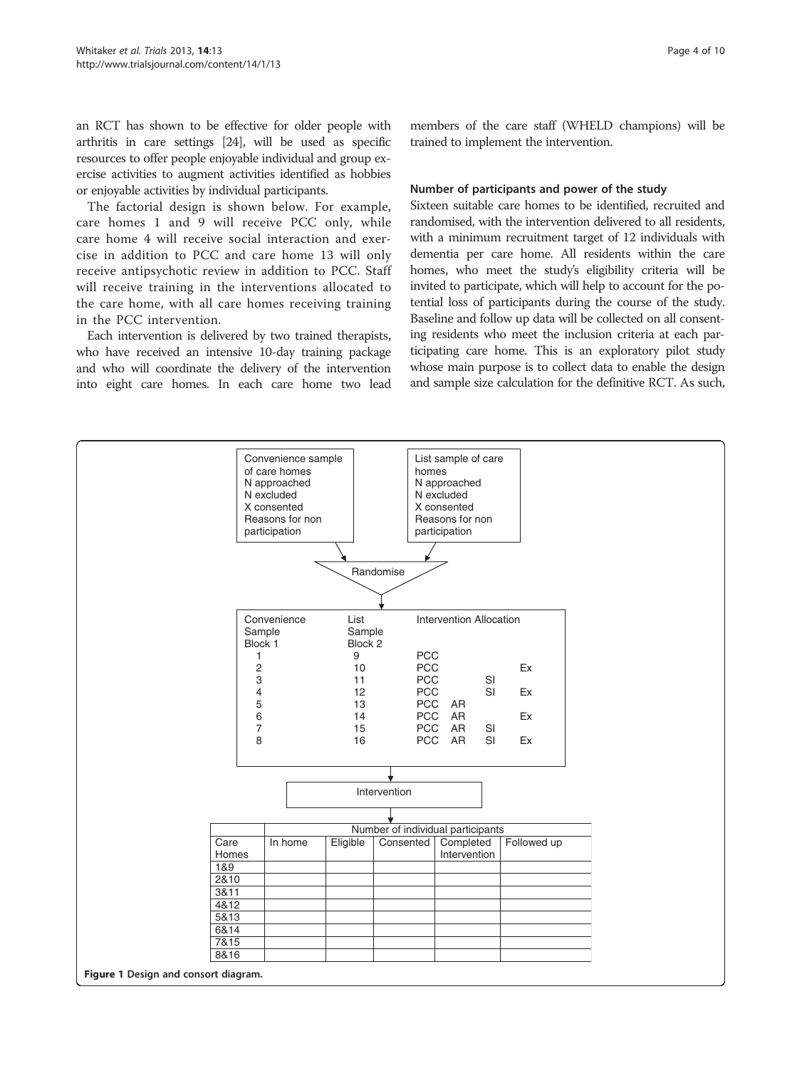an RCT has shown to be effective for older people with arthritis in care settings [24], will be used as specific resources to offer people enjoyable individual and group exercise activities to augment activities identified as hobbies or enjoyable activities by individual participants.

The factorial design is shown below. For example, care homes 1 and 9 will receive PCC only, while care home 4 will receive social interaction and exercise in addition to PCC and care home 13 will only receive antipsychotic review in addition to PCC. Staff will receive training in the interventions allocated to the care home, with all care homes receiving training in the PCC intervention.

Each intervention is delivered by two trained therapists, who have received an intensive 10-day training package and who will coordinate the delivery of the intervention into eight care homes. In each care home two lead members of the care staff (WHELD champions) will be trained to implement the intervention.

### Number of participants and power of the study

Sixteen suitable care homes to be identified, recruited and randomised, with the intervention delivered to all residents, with a minimum recruitment target of 12 individuals with dementia per care home. All residents within the care homes, who meet the study's eligibility criteria will be invited to participate, which will help to account for the potential loss of participants during the course of the study. Baseline and follow up data will be collected on all consenting residents who meet the inclusion criteria at each participating care home. This is an exploratory pilot study whose main purpose is to collect data to enable the design and sample size calculation for the definitive RCT. As such,

Convenience sample of care homes
N approached
N excluded
X consented
Reasons for non participation

List sample of care homes
N approached
N excluded
X consented
Reasons for non participation

Randomise

| Convenience Sample Block 1 | List Sample Block 2 | Intervention Allocation | | | |
|---|---|---|---|---|---|
| 1 | 9 | PCC | | | |
| 2 | 10 | PCC | | | Ex |
| 3 | 11 | PCC | | SI | |
| 4 | 12 | PCC | | SI | Ex |
| 5 | 13 | PCC | AR | | |
| 6 | 14 | PCC | AR | | Ex |
| 7 | 15 | PCC | AR | SI | |
| 8 | 16 | PCC | AR | SI | Ex |

Intervention

| | Number of individual participants | | | | |
|---|---|---|---|---|---|
| Care Homes | In home | Eligible | Consented | Completed Intervention | Followed up |
| 1&9 | | | | | |
| 2&10 | | | | | |
| 3&11 | | | | | |
| 4&12 | | | | | |
| 5&13 | | | | | |
| 6&14 | | | | | |
| 7&15 | | | | | |
| 8&16 | | | | | |

**Figure 1** Design and consort diagram.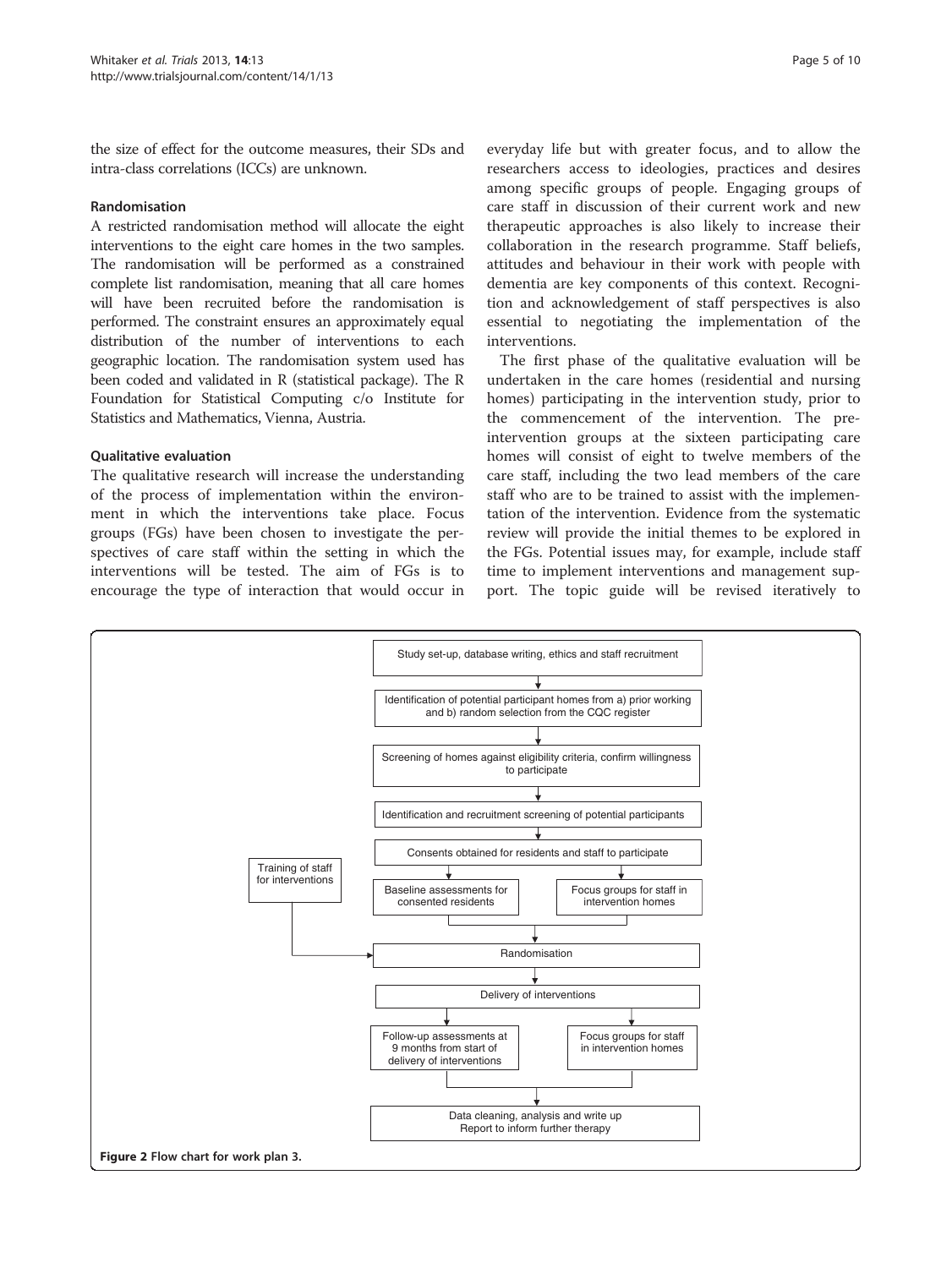the size of effect for the outcome measures, their SDs and intra-class correlations (ICCs) are unknown.

### Randomisation

A restricted randomisation method will allocate the eight interventions to the eight care homes in the two samples. The randomisation will be performed as a constrained complete list randomisation, meaning that all care homes will have been recruited before the randomisation is performed. The constraint ensures an approximately equal distribution of the number of interventions to each geographic location. The randomisation system used has been coded and validated in R (statistical package). The R Foundation for Statistical Computing c/o Institute for Statistics and Mathematics, Vienna, Austria.

### Qualitative evaluation

The qualitative research will increase the understanding of the process of implementation within the environment in which the interventions take place. Focus groups (FGs) have been chosen to investigate the perspectives of care staff within the setting in which the interventions will be tested. The aim of FGs is to encourage the type of interaction that would occur in everyday life but with greater focus, and to allow the researchers access to ideologies, practices and desires among specific groups of people. Engaging groups of care staff in discussion of their current work and new therapeutic approaches is also likely to increase their collaboration in the research programme. Staff beliefs, attitudes and behaviour in their work with people with dementia are key components of this context. Recognition and acknowledgement of staff perspectives is also essential to negotiating the implementation of the interventions.

The first phase of the qualitative evaluation will be undertaken in the care homes (residential and nursing homes) participating in the intervention study, prior to the commencement of the intervention. The pre-intervention groups at the sixteen participating care homes will consist of eight to twelve members of the care staff, including the two lead members of the care staff who are to be trained to assist with the implementation of the intervention. Evidence from the systematic review will provide the initial themes to be explored in the FGs. Potential issues may, for example, include staff time to implement interventions and management support. The topic guide will be revised iteratively to

Study set-up, database writing, ethics and staff recruitment

↓

Identification of potential participant homes from a) prior working and b) random selection from the CQC register

↓

Screening of homes against eligibility criteria, confirm willingness to participate

↓

Identification and recruitment screening of potential participants

↓

Consents obtained for residents and staff to participate

↓

Baseline assessments for consented residents | Focus groups for staff in intervention homes

Training of staff for interventions → Randomisation

↓

Randomisation

↓

Delivery of interventions

↓

Follow-up assessments at 9 months from start of delivery of interventions | Focus groups for staff in intervention homes

↓

Data cleaning, analysis and write up
Report to inform further therapy

**Figure 2** Flow chart for work plan 3.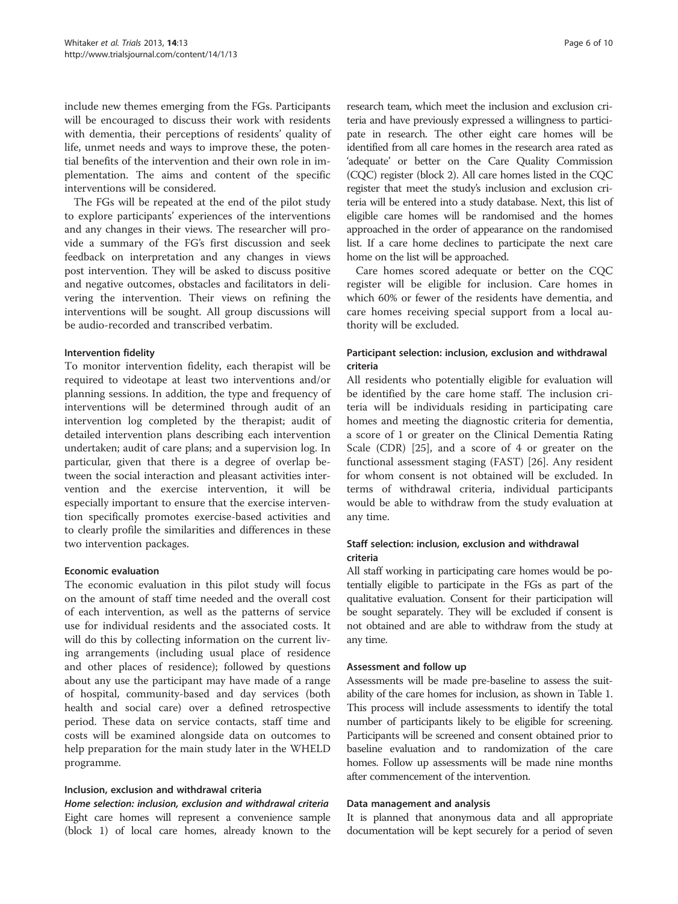include new themes emerging from the FGs. Participants will be encouraged to discuss their work with residents with dementia, their perceptions of residents' quality of life, unmet needs and ways to improve these, the potential benefits of the intervention and their own role in implementation. The aims and content of the specific interventions will be considered.

The FGs will be repeated at the end of the pilot study to explore participants' experiences of the interventions and any changes in their views. The researcher will provide a summary of the FG's first discussion and seek feedback on interpretation and any changes in views post intervention. They will be asked to discuss positive and negative outcomes, obstacles and facilitators in delivering the intervention. Their views on refining the interventions will be sought. All group discussions will be audio-recorded and transcribed verbatim.

#### Intervention fidelity

To monitor intervention fidelity, each therapist will be required to videotape at least two interventions and/or planning sessions. In addition, the type and frequency of interventions will be determined through audit of an intervention log completed by the therapist; audit of detailed intervention plans describing each intervention undertaken; audit of care plans; and a supervision log. In particular, given that there is a degree of overlap between the social interaction and pleasant activities intervention and the exercise intervention, it will be especially important to ensure that the exercise intervention specifically promotes exercise-based activities and to clearly profile the similarities and differences in these two intervention packages.

#### Economic evaluation

The economic evaluation in this pilot study will focus on the amount of staff time needed and the overall cost of each intervention, as well as the patterns of service use for individual residents and the associated costs. It will do this by collecting information on the current living arrangements (including usual place of residence and other places of residence); followed by questions about any use the participant may have made of a range of hospital, community-based and day services (both health and social care) over a defined retrospective period. These data on service contacts, staff time and costs will be examined alongside data on outcomes to help preparation for the main study later in the WHELD programme.

#### Inclusion, exclusion and withdrawal criteria

*Home selection: inclusion, exclusion and withdrawal criteria*

Eight care homes will represent a convenience sample (block 1) of local care homes, already known to the research team, which meet the inclusion and exclusion criteria and have previously expressed a willingness to participate in research. The other eight care homes will be identified from all care homes in the research area rated as 'adequate' or better on the Care Quality Commission (CQC) register (block 2). All care homes listed in the CQC register that meet the study's inclusion and exclusion criteria will be entered into a study database. Next, this list of eligible care homes will be randomised and the homes approached in the order of appearance on the randomised list. If a care home declines to participate the next care home on the list will be approached.

Care homes scored adequate or better on the CQC register will be eligible for inclusion. Care homes in which 60% or fewer of the residents have dementia, and care homes receiving special support from a local authority will be excluded.

#### Participant selection: inclusion, exclusion and withdrawal criteria

All residents who potentially eligible for evaluation will be identified by the care home staff. The inclusion criteria will be individuals residing in participating care homes and meeting the diagnostic criteria for dementia, a score of 1 or greater on the Clinical Dementia Rating Scale (CDR) [25], and a score of 4 or greater on the functional assessment staging (FAST) [26]. Any resident for whom consent is not obtained will be excluded. In terms of withdrawal criteria, individual participants would be able to withdraw from the study evaluation at any time.

#### Staff selection: inclusion, exclusion and withdrawal criteria

All staff working in participating care homes would be potentially eligible to participate in the FGs as part of the qualitative evaluation. Consent for their participation will be sought separately. They will be excluded if consent is not obtained and are able to withdraw from the study at any time.

#### Assessment and follow up

Assessments will be made pre-baseline to assess the suitability of the care homes for inclusion, as shown in Table 1. This process will include assessments to identify the total number of participants likely to be eligible for screening. Participants will be screened and consent obtained prior to baseline evaluation and to randomization of the care homes. Follow up assessments will be made nine months after commencement of the intervention.

#### Data management and analysis

It is planned that anonymous data and all appropriate documentation will be kept securely for a period of seven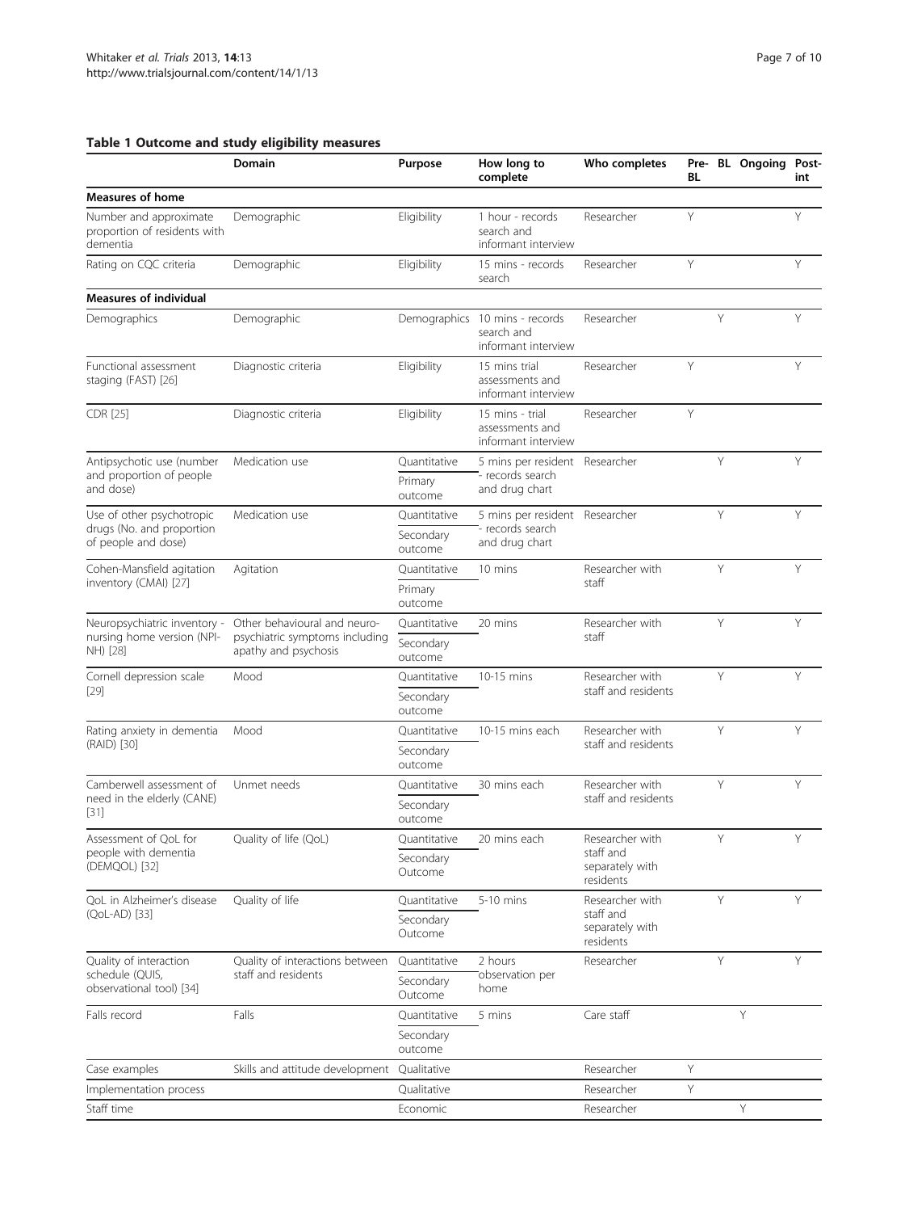## Table 1 Outcome and study eligibility measures

| | Domain | Purpose | How long to complete | Who completes | Pre-BL | BL | Ongoing | Post-int |
|---|---|---|---|---|---|---|---|---|
| **Measures of home** | | | | | | | | |
| Number and approximate proportion of residents with dementia | Demographic | Eligibility | 1 hour - records search and informant interview | Researcher | Y | | | Y |
| Rating on CQC criteria | Demographic | Eligibility | 15 mins - records search | Researcher | Y | | | Y |
| **Measures of individual** | | | | | | | | |
| Demographics | Demographic | Demographics | 10 mins - records search and informant interview | Researcher | | Y | | Y |
| Functional assessment staging (FAST) [26] | Diagnostic criteria | Eligibility | 15 mins trial assessments and informant interview | Researcher | Y | | | Y |
| CDR [25] | Diagnostic criteria | Eligibility | 15 mins - trial assessments and informant interview | Researcher | Y | | | |
| Antipsychotic use (number and proportion of people and dose) | Medication use | Quantitative<br>Primary outcome | 5 mins per resident - records search and drug chart | Researcher | | Y | | Y |
| Use of other psychotropic drugs (No. and proportion of people and dose) | Medication use | Quantitative<br>Secondary outcome | 5 mins per resident - records search and drug chart | Researcher | | Y | | Y |
| Cohen-Mansfield agitation inventory (CMAI) [27] | Agitation | Quantitative<br>Primary outcome | 10 mins | Researcher with staff | | Y | | Y |
| Neuropsychiatric inventory - nursing home version (NPI-NH) [28] | Other behavioural and neuro-psychiatric symptoms including apathy and psychosis | Quantitative<br>Secondary outcome | 20 mins | Researcher with staff | | Y | | Y |
| Cornell depression scale [29] | Mood | Quantitative<br>Secondary outcome | 10-15 mins | Researcher with staff and residents | | Y | | Y |
| Rating anxiety in dementia (RAID) [30] | Mood | Quantitative<br>Secondary outcome | 10-15 mins each | Researcher with staff and residents | | Y | | Y |
| Camberwell assessment of need in the elderly (CANE) [31] | Unmet needs | Quantitative<br>Secondary outcome | 30 mins each | Researcher with staff and residents | | Y | | Y |
| Assessment of QoL for people with dementia (DEMQOL) [32] | Quality of life (QoL) | Quantitative<br>Secondary Outcome | 20 mins each | Researcher with staff and separately with residents | | Y | | Y |
| QoL in Alzheimer's disease (QoL-AD) [33] | Quality of life | Quantitative<br>Secondary Outcome | 5-10 mins | Researcher with staff and separately with residents | | Y | | Y |
| Quality of interaction schedule (QUIS, observational tool) [34] | Quality of interactions between staff and residents | Quantitative<br>Secondary Outcome | 2 hours observation per home | Researcher | | Y | | Y |
| Falls record | Falls | Quantitative<br>Secondary outcome | 5 mins | Care staff | | | Y | |
| Case examples | Skills and attitude development | Qualitative | | Researcher | Y | | | |
| Implementation process | | Qualitative | | Researcher | Y | | | |
| Staff time | | Economic | | Researcher | | | Y | |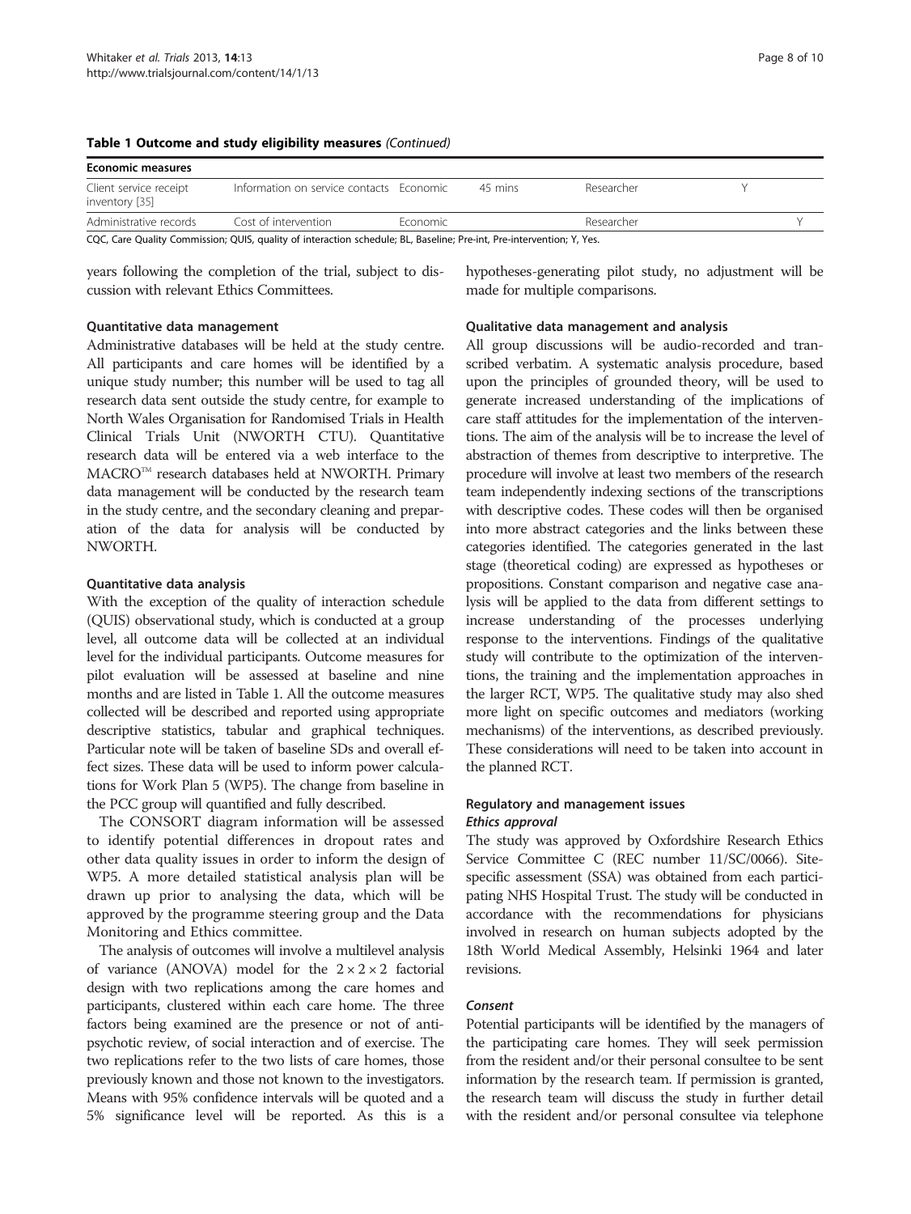**Table 1 Outcome and study eligibility measures** *(Continued)*

| Economic measures | | | | | | |
|---|---|---|---|---|---|---|
| Client service receipt inventory [35] | Information on service contacts | Economic | 45 mins | Researcher | Y | |
| Administrative records | Cost of intervention | Economic | | Researcher | | Y |

CQC, Care Quality Commission; QUIS, quality of interaction schedule; BL, Baseline; Pre-int, Pre-intervention; Y, Yes.

years following the completion of the trial, subject to discussion with relevant Ethics Committees.

#### Quantitative data management

Administrative databases will be held at the study centre. All participants and care homes will be identified by a unique study number; this number will be used to tag all research data sent outside the study centre, for example to North Wales Organisation for Randomised Trials in Health Clinical Trials Unit (NWORTH CTU). Quantitative research data will be entered via a web interface to the MACRO™ research databases held at NWORTH. Primary data management will be conducted by the research team in the study centre, and the secondary cleaning and preparation of the data for analysis will be conducted by NWORTH.

#### Quantitative data analysis

With the exception of the quality of interaction schedule (QUIS) observational study, which is conducted at a group level, all outcome data will be collected at an individual level for the individual participants. Outcome measures for pilot evaluation will be assessed at baseline and nine months and are listed in Table 1. All the outcome measures collected will be described and reported using appropriate descriptive statistics, tabular and graphical techniques. Particular note will be taken of baseline SDs and overall effect sizes. These data will be used to inform power calculations for Work Plan 5 (WP5). The change from baseline in the PCC group will quantified and fully described.

The CONSORT diagram information will be assessed to identify potential differences in dropout rates and other data quality issues in order to inform the design of WP5. A more detailed statistical analysis plan will be drawn up prior to analysing the data, which will be approved by the programme steering group and the Data Monitoring and Ethics committee.

The analysis of outcomes will involve a multilevel analysis of variance (ANOVA) model for the $2 \times 2 \times 2$ factorial design with two replications among the care homes and participants, clustered within each care home. The three factors being examined are the presence or not of antipsychotic review, of social interaction and of exercise. The two replications refer to the two lists of care homes, those previously known and those not known to the investigators. Means with 95% confidence intervals will be quoted and a 5% significance level will be reported. As this is a hypotheses-generating pilot study, no adjustment will be made for multiple comparisons.

#### Qualitative data management and analysis

All group discussions will be audio-recorded and transcribed verbatim. A systematic analysis procedure, based upon the principles of grounded theory, will be used to generate increased understanding of the implications of care staff attitudes for the implementation of the interventions. The aim of the analysis will be to increase the level of abstraction of themes from descriptive to interpretive. The procedure will involve at least two members of the research team independently indexing sections of the transcriptions with descriptive codes. These codes will then be organised into more abstract categories and the links between these categories identified. The categories generated in the last stage (theoretical coding) are expressed as hypotheses or propositions. Constant comparison and negative case analysis will be applied to the data from different settings to increase understanding of the processes underlying response to the interventions. Findings of the qualitative study will contribute to the optimization of the interventions, the training and the implementation approaches in the larger RCT, WP5. The qualitative study may also shed more light on specific outcomes and mediators (working mechanisms) of the interventions, as described previously. These considerations will need to be taken into account in the planned RCT.

### Regulatory and management issues

#### *Ethics approval*

The study was approved by Oxfordshire Research Ethics Service Committee C (REC number 11/SC/0066). Site-specific assessment (SSA) was obtained from each participating NHS Hospital Trust. The study will be conducted in accordance with the recommendations for physicians involved in research on human subjects adopted by the 18th World Medical Assembly, Helsinki 1964 and later revisions.

#### *Consent*

Potential participants will be identified by the managers of the participating care homes. They will seek permission from the resident and/or their personal consultee to be sent information by the research team. If permission is granted, the research team will discuss the study in further detail with the resident and/or personal consultee via telephone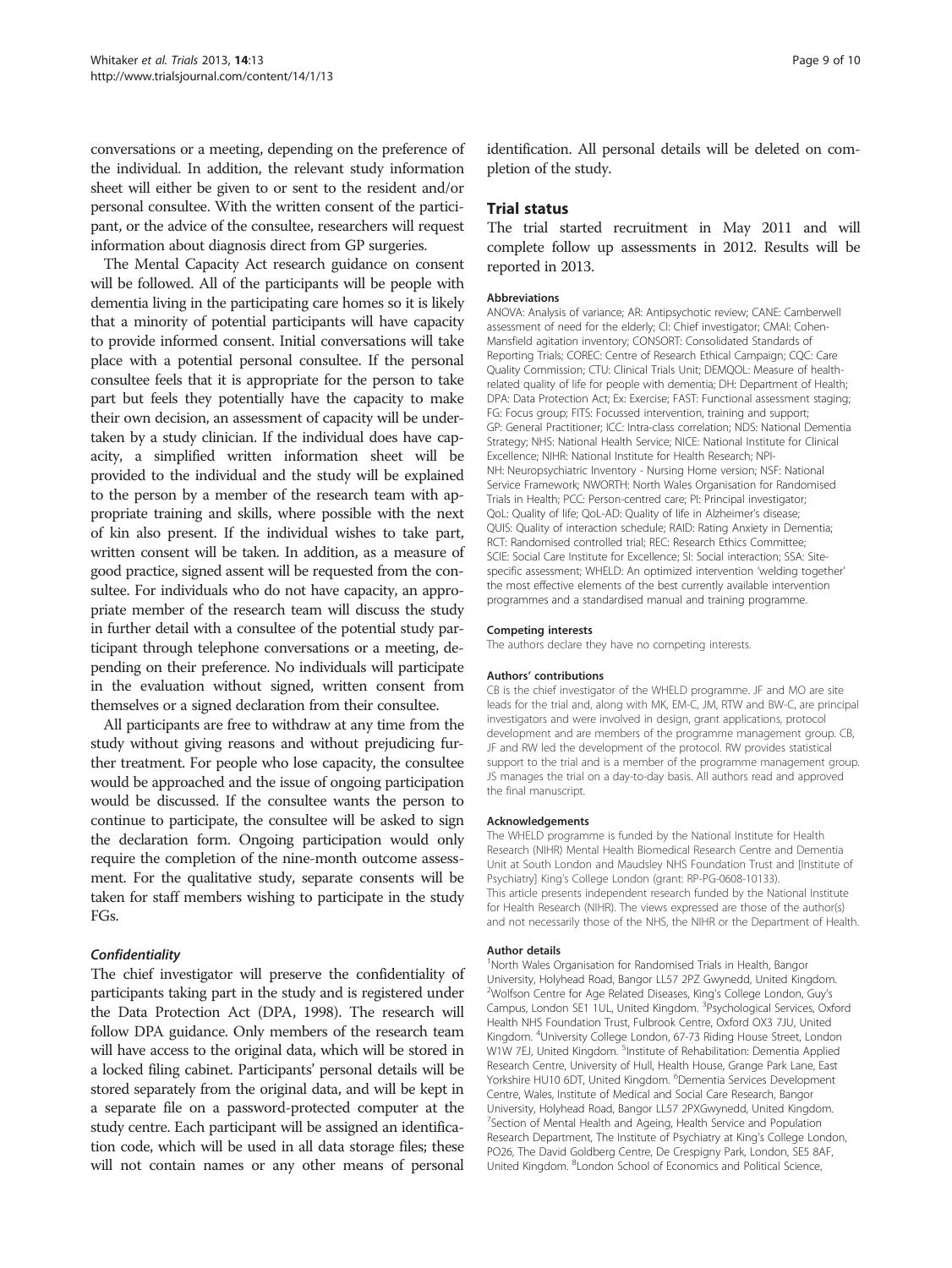conversations or a meeting, depending on the preference of the individual. In addition, the relevant study information sheet will either be given to or sent to the resident and/or personal consultee. With the written consent of the participant, or the advice of the consultee, researchers will request information about diagnosis direct from GP surgeries.

The Mental Capacity Act research guidance on consent will be followed. All of the participants will be people with dementia living in the participating care homes so it is likely that a minority of potential participants will have capacity to provide informed consent. Initial conversations will take place with a potential personal consultee. If the personal consultee feels that it is appropriate for the person to take part but feels they potentially have the capacity to make their own decision, an assessment of capacity will be undertaken by a study clinician. If the individual does have capacity, a simplified written information sheet will be provided to the individual and the study will be explained to the person by a member of the research team with appropriate training and skills, where possible with the next of kin also present. If the individual wishes to take part, written consent will be taken. In addition, as a measure of good practice, signed assent will be requested from the consultee. For individuals who do not have capacity, an appropriate member of the research team will discuss the study in further detail with a consultee of the potential study participant through telephone conversations or a meeting, depending on their preference. No individuals will participate in the evaluation without signed, written consent from themselves or a signed declaration from their consultee.

All participants are free to withdraw at any time from the study without giving reasons and without prejudicing further treatment. For people who lose capacity, the consultee would be approached and the issue of ongoing participation would be discussed. If the consultee wants the person to continue to participate, the consultee will be asked to sign the declaration form. Ongoing participation would only require the completion of the nine-month outcome assessment. For the qualitative study, separate consents will be taken for staff members wishing to participate in the study FGs.

### *Confidentiality*

The chief investigator will preserve the confidentiality of participants taking part in the study and is registered under the Data Protection Act (DPA, 1998). The research will follow DPA guidance. Only members of the research team will have access to the original data, which will be stored in a locked filing cabinet. Participants' personal details will be stored separately from the original data, and will be kept in a separate file on a password-protected computer at the study centre. Each participant will be assigned an identification code, which will be used in all data storage files; these will not contain names or any other means of personal identification. All personal details will be deleted on completion of the study.

## Trial status

The trial started recruitment in May 2011 and will complete follow up assessments in 2012. Results will be reported in 2013.

#### Abbreviations

ANOVA: Analysis of variance; AR: Antipsychotic review; CANE: Camberwell assessment of need for the elderly; CI: Chief investigator; CMAI: Cohen-Mansfield agitation inventory; CONSORT: Consolidated Standards of Reporting Trials; COREC: Centre of Research Ethical Campaign; CQC: Care Quality Commission; CTU: Clinical Trials Unit; DEMQOL: Measure of health-related quality of life for people with dementia; DH: Department of Health; DPA: Data Protection Act; Ex: Exercise; FAST: Functional assessment staging; FG: Focus group; FITS: Focussed intervention, training and support; GP: General Practitioner; ICC: Intra-class correlation; NDS: National Dementia Strategy; NHS: National Health Service; NICE: National Institute for Clinical Excellence; NIHR: National Institute for Health Research; NPI-NH: Neuropsychiatric Inventory - Nursing Home version; NSF: National Service Framework; NWORTH: North Wales Organisation for Randomised Trials in Health; PCC: Person-centred care; PI: Principal investigator; QoL: Quality of life; QoL-AD: Quality of life in Alzheimer's disease; QUIS: Quality of interaction schedule; RAID: Rating Anxiety in Dementia; RCT: Randomised controlled trial; REC: Research Ethics Committee; SCIE: Social Care Institute for Excellence; SI: Social interaction; SSA: Site-specific assessment; WHELD: An optimized intervention 'welding together' the most effective elements of the best currently available intervention programmes and a standardised manual and training programme.

#### Competing interests

The authors declare they have no competing interests.

#### Authors' contributions

CB is the chief investigator of the WHELD programme. JF and MO are site leads for the trial and, along with MK, EM-C, JM, RTW and BW-C, are principal investigators and were involved in design, grant applications, protocol development and are members of the programme management group. CB, JF and RW led the development of the protocol. RW provides statistical support to the trial and is a member of the programme management group. JS manages the trial on a day-to-day basis. All authors read and approved the final manuscript.

#### Acknowledgements

The WHELD programme is funded by the National Institute for Health Research (NIHR) Mental Health Biomedical Research Centre and Dementia Unit at South London and Maudsley NHS Foundation Trust and [Institute of Psychiatry] King's College London (grant: RP-PG-0608-10133).
This article presents independent research funded by the National Institute for Health Research (NIHR). The views expressed are those of the author(s) and not necessarily those of the NHS, the NIHR or the Department of Health.

#### Author details

[1]North Wales Organisation for Randomised Trials in Health, Bangor University, Holyhead Road, Bangor LL57 2PZ Gwynedd, United Kingdom. [2]Wolfson Centre for Age Related Diseases, King's College London, Guy's Campus, London SE1 1UL, United Kingdom. [3]Psychological Services, Oxford Health NHS Foundation Trust, Fulbrook Centre, Oxford OX3 7JU, United Kingdom. [4]University College London, 67-73 Riding House Street, London W1W 7EJ, United Kingdom. [5]Institute of Rehabilitation: Dementia Applied Research Centre, University of Hull, Health House, Grange Park Lane, East Yorkshire HU10 6DT, United Kingdom. [6]Dementia Services Development Centre, Wales, Institute of Medical and Social Care Research, Bangor University, Holyhead Road, Bangor LL57 2PXGwynedd, United Kingdom. [7]Section of Mental Health and Ageing, Health Service and Population Research Department, The Institute of Psychiatry at King's College London, PO26, The David Goldberg Centre, De Crespigny Park, London, SE5 8AF, United Kingdom. [8]London School of Economics and Political Science,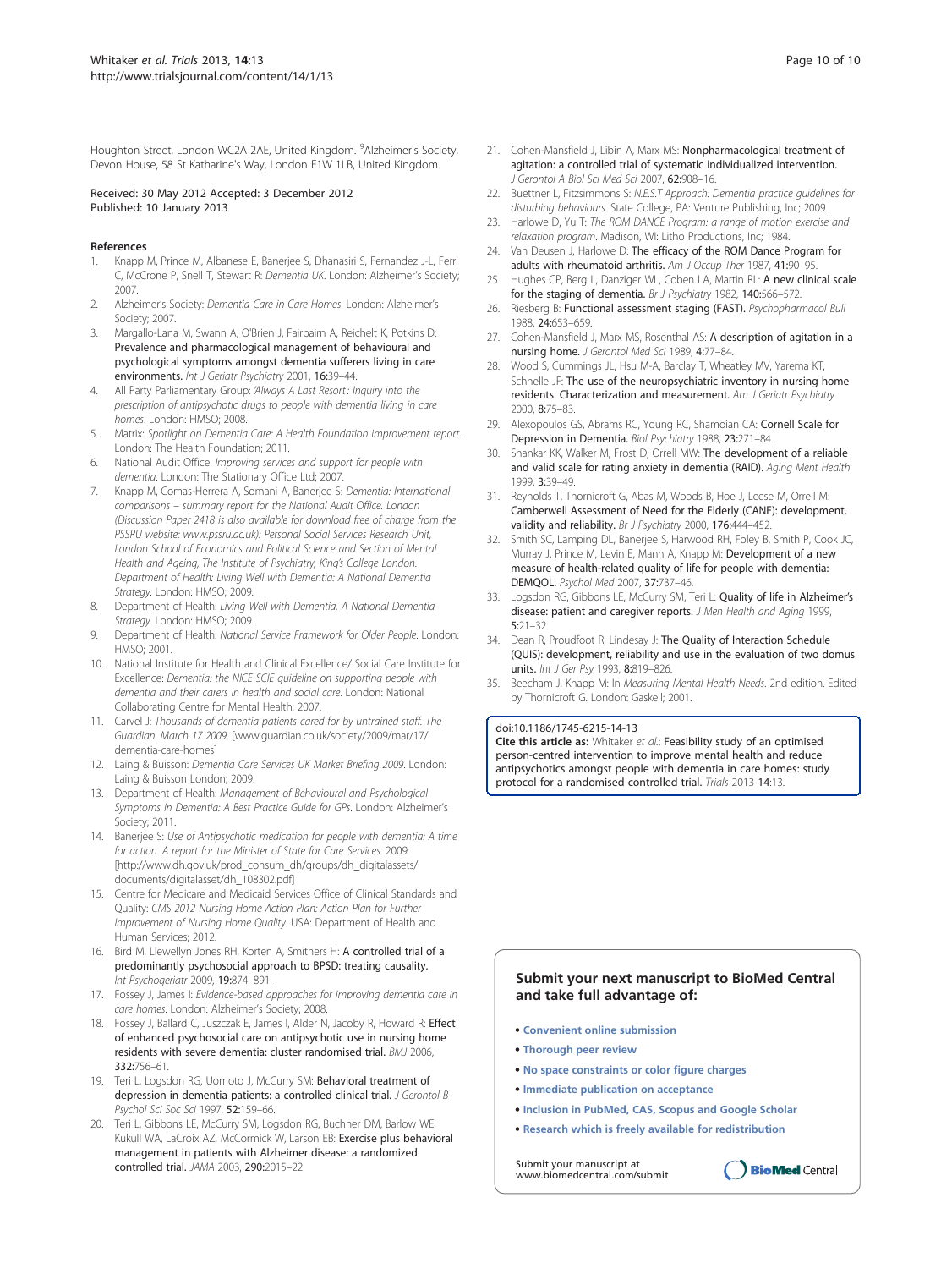Houghton Street, London WC2A 2AE, United Kingdom. [9]Alzheimer's Society, Devon House, 58 St Katharine's Way, London E1W 1LB, United Kingdom.

Received: 30 May 2012 Accepted: 3 December 2012
Published: 10 January 2013

## References

1. Knapp M, Prince M, Albanese E, Banerjee S, Dhanasiri S, Fernandez J-L, Ferri C, McCrone P, Snell T, Stewart R: *Dementia UK*. London: Alzheimer's Society; 2007.
2. Alzheimer's Society: *Dementia Care in Care Homes*. London: Alzheimer's Society; 2007.
3. Margallo-Lana M, Swann A, O'Brien J, Fairbairn A, Reichelt K, Potkins D: **Prevalence and pharmacological management of behavioural and psychological symptoms amongst dementia sufferers living in care environments.** *Int J Geriatr Psychiatry* 2001, **16**:39–44.
4. All Party Parliamentary Group: *'Always A Last Resort': Inquiry into the prescription of antipsychotic drugs to people with dementia living in care homes*. London: HMSO; 2008.
5. Matrix: *Spotlight on Dementia Care: A Health Foundation improvement report*. London: The Health Foundation; 2011.
6. National Audit Office: *Improving services and support for people with dementia*. London: The Stationary Office Ltd; 2007.
7. Knapp M, Comas-Herrera A, Somani A, Banerjee S: *Dementia: International comparisons – summary report for the National Audit Office. London (Discussion Paper 2418 is also available for download free of charge from the PSSRU website: www.pssru.ac.uk): Personal Social Services Research Unit, London School of Economics and Political Science and Section of Mental Health and Ageing, The Institute of Psychiatry, King's College London. Department of Health: Living Well with Dementia: A National Dementia Strategy*. London: HMSO; 2009.
8. Department of Health: *Living Well with Dementia, A National Dementia Strategy*. London: HMSO; 2009.
9. Department of Health: *National Service Framework for Older People*. London: HMSO; 2001.
10. National Institute for Health and Clinical Excellence/ Social Care Institute for Excellence: *Dementia: the NICE SCIE guideline on supporting people with dementia and their carers in health and social care*. London: National Collaborating Centre for Mental Health; 2007.
11. Carvel J: *Thousands of dementia patients cared for by untrained staff. The Guardian. March 17 2009*. [www.guardian.co.uk/society/2009/mar/17/dementia-care-homes]
12. Laing & Buisson: *Dementia Care Services UK Market Briefing 2009*. London: Laing & Buisson London; 2009.
13. Department of Health: *Management of Behavioural and Psychological Symptoms in Dementia: A Best Practice Guide for GPs*. London: Alzheimer's Society; 2011.
14. Banerjee S: *Use of Antipsychotic medication for people with dementia: A time for action. A report for the Minister of State for Care Services*. 2009 [http://www.dh.gov.uk/prod_consum_dh/groups/dh_digitalassets/documents/digitalasset/dh_108302.pdf]
15. Centre for Medicare and Medicaid Services Office of Clinical Standards and Quality: *CMS 2012 Nursing Home Action Plan: Action Plan for Further Improvement of Nursing Home Quality*. USA: Department of Health and Human Services; 2012.
16. Bird M, Llewellyn Jones RH, Korten A, Smithers H: **A controlled trial of a predominantly psychosocial approach to BPSD: treating causality.** *Int Psychogeriatr* 2009, **19**:874–891.
17. Fossey J, James I: *Evidence-based approaches for improving dementia care in care homes*. London: Alzheimer's Society; 2008.
18. Fossey J, Ballard C, Juszczak E, James I, Alder N, Jacoby R, Howard R: **Effect of enhanced psychosocial care on antipsychotic use in nursing home residents with severe dementia: cluster randomised trial.** *BMJ* 2006, **332**:756–61.
19. Teri L, Logsdon RG, Uomoto J, McCurry SM: **Behavioral treatment of depression in dementia patients: a controlled clinical trial.** *J Gerontol B Psychol Sci Soc Sci* 1997, **52**:159–66.
20. Teri L, Gibbons LE, McCurry SM, Logsdon RG, Buchner DM, Barlow WE, Kukull WA, LaCroix AZ, McCormick W, Larson EB: **Exercise plus behavioral management in patients with Alzheimer disease: a randomized controlled trial.** *JAMA* 2003, **290**:2015–22.
21. Cohen-Mansfield J, Libin A, Marx MS: **Nonpharmacological treatment of agitation: a controlled trial of systematic individualized intervention.** *J Gerontol A Biol Sci Med Sci* 2007, **62**:908–16.
22. Buettner L, Fitzsimmons S: *N.E.S.T Approach: Dementia practice guidelines for disturbing behaviours*. State College, PA: Venture Publishing, Inc; 2009.
23. Harlowe D, Yu T: *The ROM DANCE Program: a range of motion exercise and relaxation program*. Madison, WI: Litho Productions, Inc; 1984.
24. Van Deusen J, Harlowe D: **The efficacy of the ROM Dance Program for adults with rheumatoid arthritis.** *Am J Occup Ther* 1987, **41**:90–95.
25. Hughes CP, Berg L, Danziger WL, Coben LA, Martin RL: **A new clinical scale for the staging of dementia.** *Br J Psychiatry* 1982, **140**:566–572.
26. Riesberg B: **Functional assessment staging (FAST).** *Psychopharmacol Bull* 1988, **24**:653–659.
27. Cohen-Mansfield J, Marx MS, Rosenthal AS: **A description of agitation in a nursing home.** *J Gerontol Med Sci* 1989, **4**:77–84.
28. Wood S, Cummings JL, Hsu M-A, Barclay T, Wheatley MV, Yarema KT, Schnelle JF: **The use of the neuropsychiatric inventory in nursing home residents. Characterization and measurement.** *Am J Geriatr Psychiatry* 2000, **8**:75–83.
29. Alexopoulos GS, Abrams RC, Young RC, Shamoian CA: **Cornell Scale for Depression in Dementia.** *Biol Psychiatry* 1988, **23**:271–84.
30. Shankar KK, Walker M, Frost D, Orrell MW: **The development of a reliable and valid scale for rating anxiety in dementia (RAID).** *Aging Ment Health* 1999, **3**:39–49.
31. Reynolds T, Thornicroft G, Abas M, Woods B, Hoe J, Leese M, Orrell M: **Camberwell Assessment of Need for the Elderly (CANE): development, validity and reliability.** *Br J Psychiatry* 2000, **176**:444–452.
32. Smith SC, Lamping DL, Banerjee S, Harwood RH, Foley B, Smith P, Cook JC, Murray J, Prince M, Levin E, Mann A, Knapp M: **Development of a new measure of health-related quality of life for people with dementia: DEMQOL.** *Psychol Med* 2007, **37**:737–46.
33. Logsdon RG, Gibbons LE, McCurry SM, Teri L: **Quality of life in Alzheimer's disease: patient and caregiver reports.** *J Men Health and Aging* 1999, **5**:21–32.
34. Dean R, Proudfoot R, Lindesay J: **The Quality of Interaction Schedule (QUIS): development, reliability and use in the evaluation of two domus units.** *Int J Ger Psy* 1993, **8**:819–826.
35. Beecham J, Knapp M: In *Measuring Mental Health Needs*. 2nd edition. Edited by Thornicroft G. London: Gaskell; 2001.

doi:10.1186/1745-6215-14-13

**Cite this article as:** Whitaker *et al.*: Feasibility study of an optimised person-centred intervention to improve mental health and reduce antipsychotics amongst people with dementia in care homes: study protocol for a randomised controlled trial. *Trials* 2013 **14**:13.

**Submit your next manuscript to BioMed Central and take full advantage of:**

- **Convenient online submission**
- **Thorough peer review**
- **No space constraints or color figure charges**
- **Immediate publication on acceptance**
- **Inclusion in PubMed, CAS, Scopus and Google Scholar**
- **Research which is freely available for redistribution**

Submit your manuscript at
www.biomedcentral.com/submit

BioMed Central